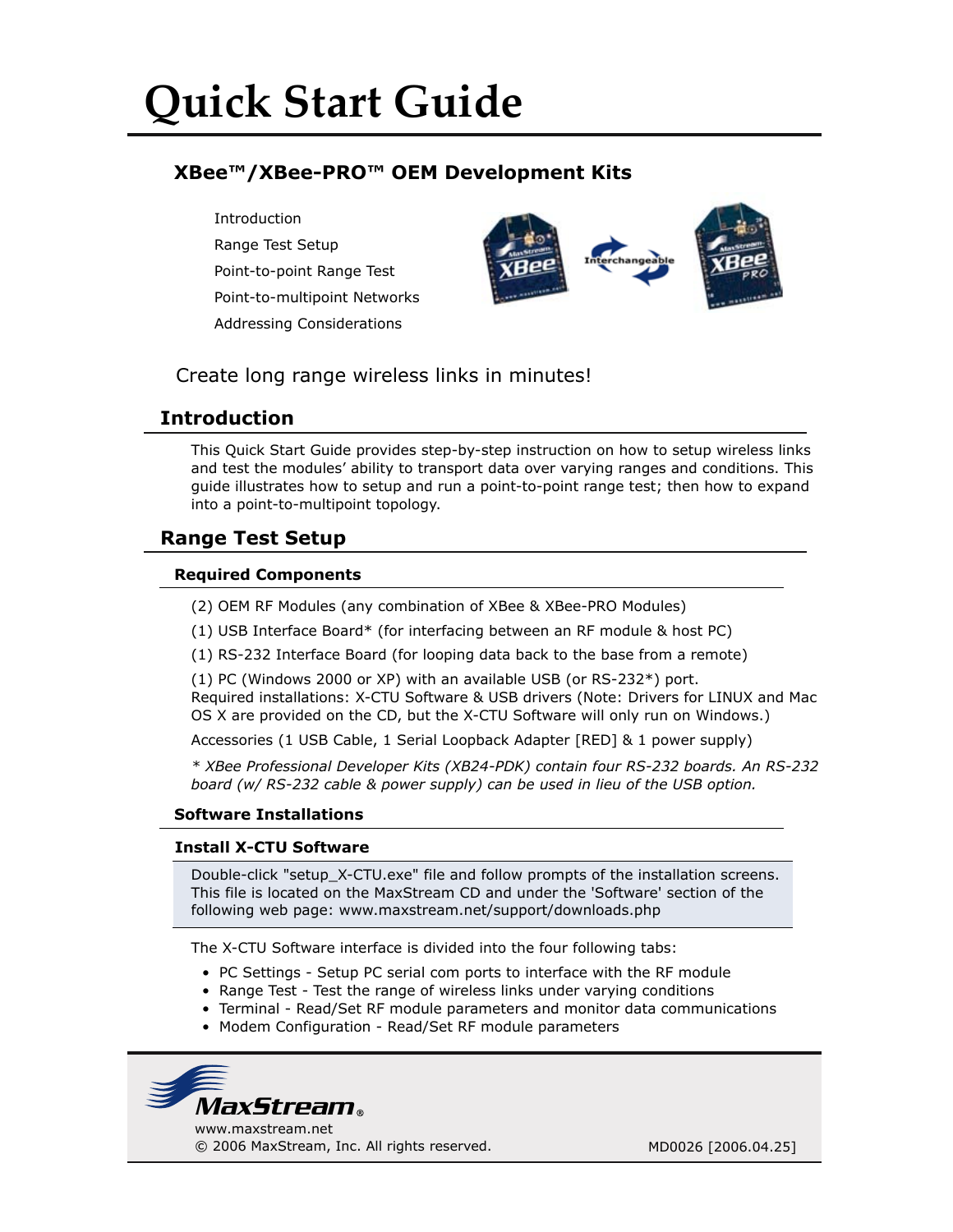# Quick Start Guide

## XBee™/XBee-PRO™ OEM Development Kits

- Introduction
- Range Test Setup
- Point-to-point Range Test
- Point-to-multipoint Networks
- Addressing Considerations

Create long range wireless links in minutes!

## Introduction

This Quick Start Guide provides step-by-step instruction on how to setup wireless links and test the modules' ability to transport data over varying ranges and conditions. This guide illustrates how to setup and run a point-to-point range test; then how to expand into a point-to-multipoint topology.

## Range Test Setup

### Required Components

(2) OEM RF Modules (any combination of XBee & XBee-PRO Modules)

(1) USB Interface Board* (for interfacing between an RF module & host PC)

(1) RS-232 Interface Board (for looping data back to the base from a remote)

(1) PC (Windows 2000 or XP) with an available USB (or RS-232*) port.
Required installations: X-CTU Software & USB drivers (Note: Drivers for LINUX and Mac OS X are provided on the CD, but the X-CTU Software will only run on Windows.)

Accessories (1 USB Cable, 1 Serial Loopback Adapter [RED] & 1 power supply)

*\* XBee Professional Developer Kits (XB24-PDK) contain four RS-232 boards. An RS-232 board (w/ RS-232 cable & power supply) can be used in lieu of the USB option.*

### Software Installations

#### Install X-CTU Software

Double-click "setup_X-CTU.exe" file and follow prompts of the installation screens. This file is located on the MaxStream CD and under the 'Software' section of the following web page: www.maxstream.net/support/downloads.php

The X-CTU Software interface is divided into the four following tabs:

- PC Settings - Setup PC serial com ports to interface with the RF module
- Range Test - Test the range of wireless links under varying conditions
- Terminal - Read/Set RF module parameters and monitor data communications
- Modem Configuration - Read/Set RF module parameters

MaxStream®
www.maxstream.net
© 2006 MaxStream, Inc. All rights reserved.

MD0026 [2006.04.25]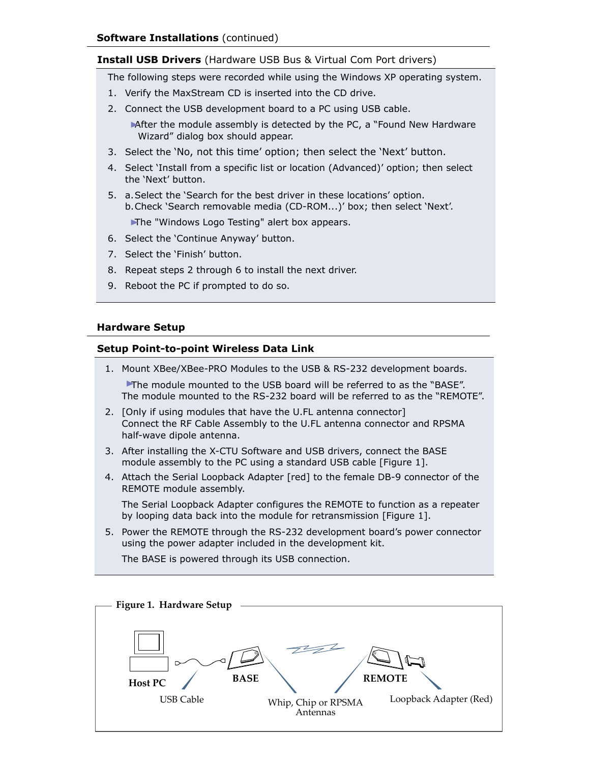**Software Installations** (continued)

**Install USB Drivers** (Hardware USB Bus & Virtual Com Port drivers)

The following steps were recorded while using the Windows XP operating system.

1. Verify the MaxStream CD is inserted into the CD drive.
2. Connect the USB development board to a PC using USB cable.

   ▸After the module assembly is detected by the PC, a "Found New Hardware Wizard" dialog box should appear.

3. Select the 'No, not this time' option; then select the 'Next' button.
4. Select 'Install from a specific list or location (Advanced)' option; then select the 'Next' button.
5. a. Select the 'Search for the best driver in these locations' option.
   b. Check 'Search removable media (CD-ROM...)' box; then select 'Next'.

   ▸The "Windows Logo Testing" alert box appears.

6. Select the 'Continue Anyway' button.
7. Select the 'Finish' button.
8. Repeat steps 2 through 6 to install the next driver.
9. Reboot the PC if prompted to do so.

**Hardware Setup**

**Setup Point-to-point Wireless Data Link**

1. Mount XBee/XBee-PRO Modules to the USB & RS-232 development boards.

   ▸The module mounted to the USB board will be referred to as the "BASE". The module mounted to the RS-232 board will be referred to as the "REMOTE".

2. [Only if using modules that have the U.FL antenna connector]
   Connect the RF Cable Assembly to the U.FL antenna connector and RPSMA half-wave dipole antenna.
3. After installing the X-CTU Software and USB drivers, connect the BASE module assembly to the PC using a standard USB cable [Figure 1].
4. Attach the Serial Loopback Adapter [red] to the female DB-9 connector of the REMOTE module assembly.

   The Serial Loopback Adapter configures the REMOTE to function as a repeater by looping data back into the module for retransmission [Figure 1].

5. Power the REMOTE through the RS-232 development board's power connector using the power adapter included in the development kit.

   The BASE is powered through its USB connection.

**Figure 1. Hardware Setup**

Host PC | USB Cable | BASE | Whip, Chip or RPSMA Antennas | REMOTE | Loopback Adapter (Red)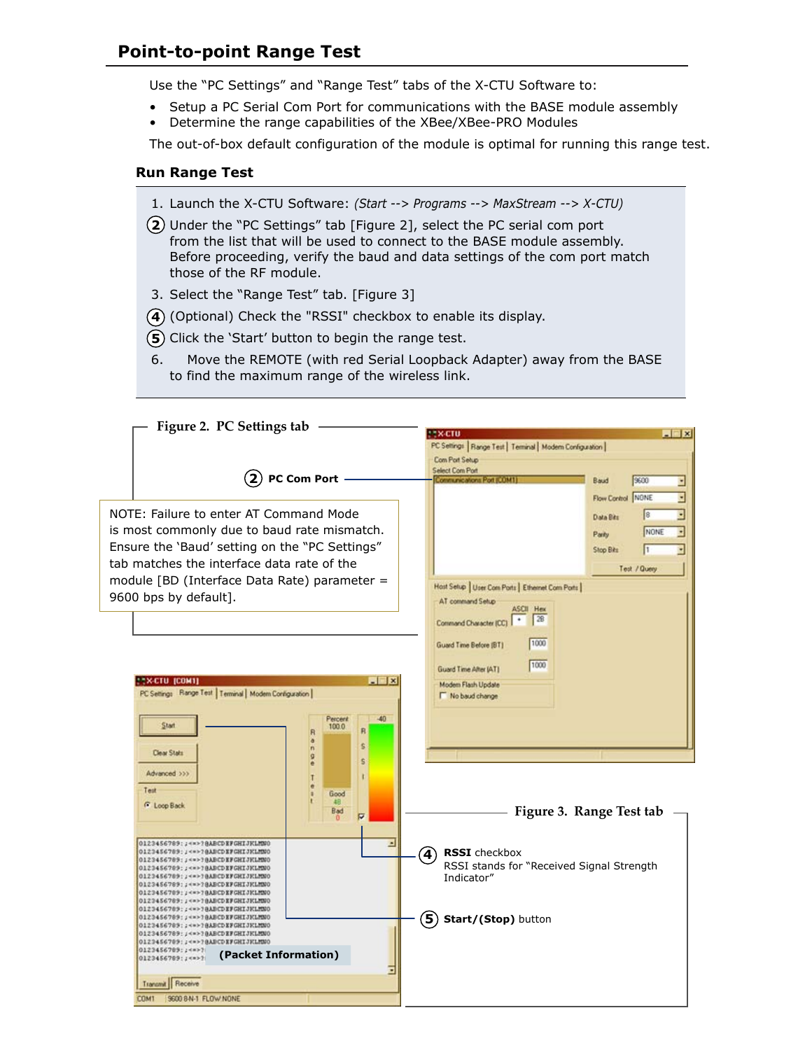## Point-to-point Range Test

Use the "PC Settings" and "Range Test" tabs of the X-CTU Software to:

- Setup a PC Serial Com Port for communications with the BASE module assembly
- Determine the range capabilities of the XBee/XBee-PRO Modules

The out-of-box default configuration of the module is optimal for running this range test.

### Run Range Test

1. Launch the X-CTU Software: *(Start --> Programs --> MaxStream --> X-CTU)*
2. Under the "PC Settings" tab [Figure 2], select the PC serial com port from the list that will be used to connect to the BASE module assembly. Before proceeding, verify the baud and data settings of the com port match those of the RF module.
3. Select the "Range Test" tab. [Figure 3]
4. (Optional) Check the "RSSI" checkbox to enable its display.
5. Click the 'Start' button to begin the range test.
6. Move the REMOTE (with red Serial Loopback Adapter) away from the BASE to find the maximum range of the wireless link.

**Figure 2. PC Settings tab**

② **PC Com Port**

NOTE: Failure to enter AT Command Mode is most commonly due to baud rate mismatch. Ensure the 'Baud' setting on the "PC Settings" tab matches the interface data rate of the module [BD (Interface Data Rate) parameter = 9600 bps by default].

**Figure 3. Range Test tab**

④ **RSSI** checkbox
RSSI stands for "Received Signal Strength Indicator"

⑤ **Start/(Stop)** button

**(Packet Information)**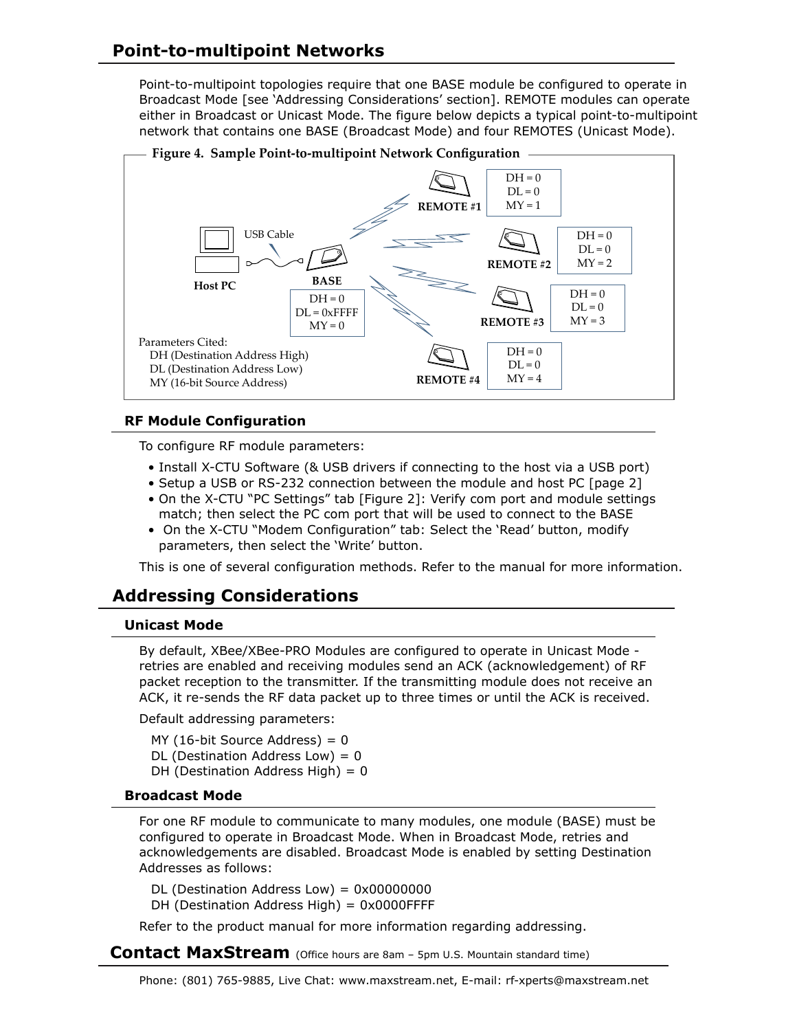# Point-to-multipoint Networks

Point-to-multipoint topologies require that one BASE module be configured to operate in Broadcast Mode [see 'Addressing Considerations' section]. REMOTE modules can operate either in Broadcast or Unicast Mode. The figure below depicts a typical point-to-multipoint network that contains one BASE (Broadcast Mode) and four REMOTES (Unicast Mode).

**Figure 4. Sample Point-to-multipoint Network Configuration**

USB Cable

Host PC

BASE
DH = 0
DL = 0xFFFF
MY = 0

REMOTE #1
DH = 0
DL = 0
MY = 1

REMOTE #2
DH = 0
DL = 0
MY = 2

REMOTE #3
DH = 0
DL = 0
MY = 3

REMOTE #4
DH = 0
DL = 0
MY = 4

Parameters Cited:
DH (Destination Address High)
DL (Destination Address Low)
MY (16-bit Source Address)

## RF Module Configuration

To configure RF module parameters:

- Install X-CTU Software (& USB drivers if connecting to the host via a USB port)
- Setup a USB or RS-232 connection between the module and host PC [page 2]
- On the X-CTU "PC Settings" tab [Figure 2]: Verify com port and module settings match; then select the PC com port that will be used to connect to the BASE
- On the X-CTU "Modem Configuration" tab: Select the 'Read' button, modify parameters, then select the 'Write' button.

This is one of several configuration methods. Refer to the manual for more information.

# Addressing Considerations

## Unicast Mode

By default, XBee/XBee-PRO Modules are configured to operate in Unicast Mode - retries are enabled and receiving modules send an ACK (acknowledgement) of RF packet reception to the transmitter. If the transmitting module does not receive an ACK, it re-sends the RF data packet up to three times or until the ACK is received.

Default addressing parameters:

MY (16-bit Source Address) = 0
DL (Destination Address Low) = 0
DH (Destination Address High) = 0

## Broadcast Mode

For one RF module to communicate to many modules, one module (BASE) must be configured to operate in Broadcast Mode. When in Broadcast Mode, retries and acknowledgements are disabled. Broadcast Mode is enabled by setting Destination Addresses as follows:

DL (Destination Address Low) = 0x00000000
DH (Destination Address High) = 0x0000FFFF

Refer to the product manual for more information regarding addressing.

# Contact MaxStream (Office hours are 8am – 5pm U.S. Mountain standard time)

Phone: (801) 765-9885, Live Chat: www.maxstream.net, E-mail: rf-xperts@maxstream.net